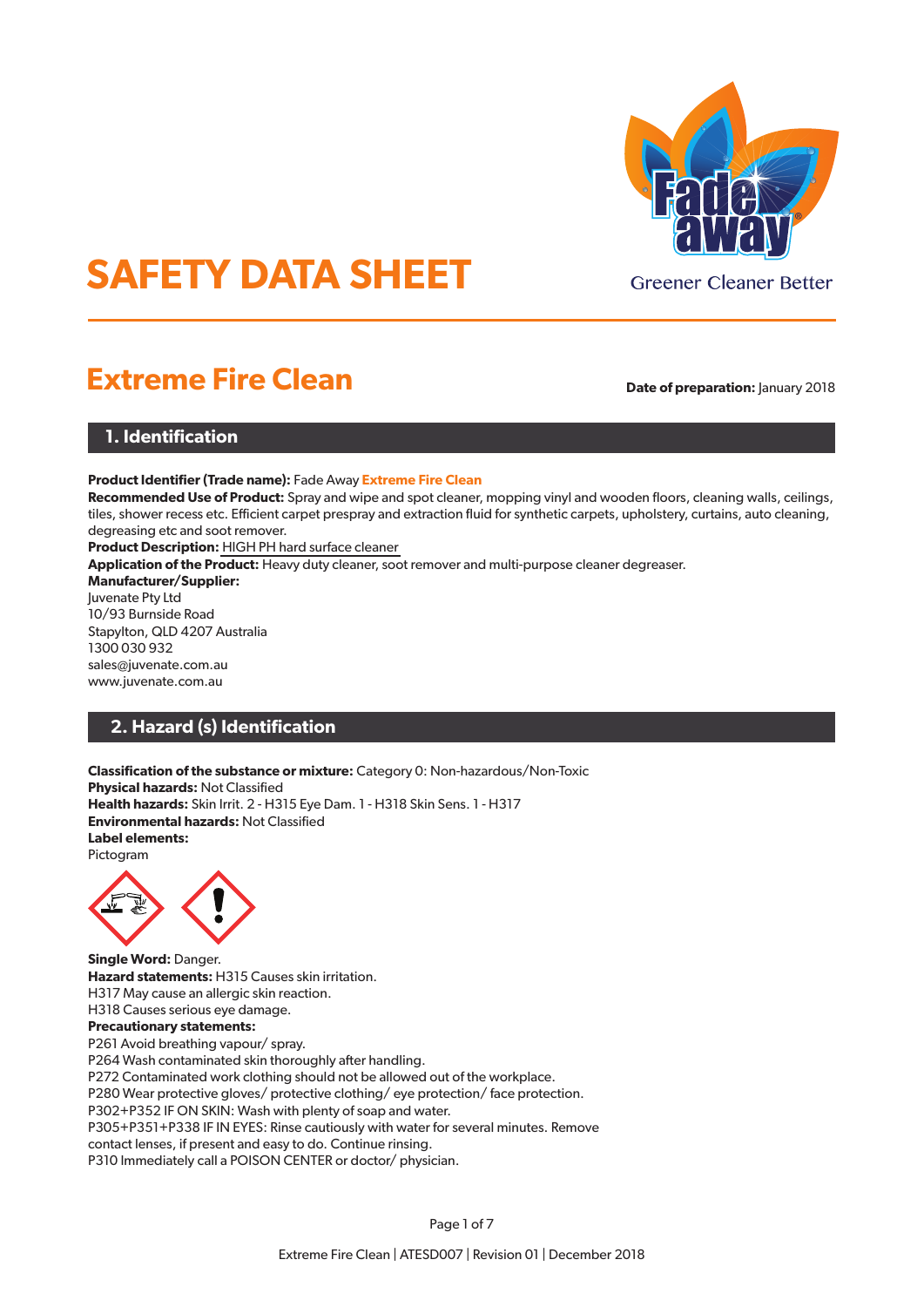# SAFETY DATA SHEET

Greener Cleaner Better

## Extreme Fire Clean

**Date of preparation:** January 2018

## 1. Identification

**Product Identifier (Trade name):** Fade Away **Extreme Fire Clean**
**Recommended Use of Product:** Spray and wipe and spot cleaner, mopping vinyl and wooden floors, cleaning walls, ceilings, tiles, shower recess etc. Efficient carpet prespray and extraction fluid for synthetic carpets, upholstery, curtains, auto cleaning, degreasing etc and soot remover.
**Product Description:** HIGH PH hard surface cleaner
**Application of the Product:** Heavy duty cleaner, soot remover and multi-purpose cleaner degreaser.
**Manufacturer/Supplier:**
Juvenate Pty Ltd
10/93 Burnside Road
Stapylton, QLD 4207 Australia
1300 030 932
sales@juvenate.com.au
www.juvenate.com.au

## 2. Hazard (s) Identification

**Classification of the substance or mixture:** Category 0: Non-hazardous/Non-Toxic
**Physical hazards:** Not Classified
**Health hazards:** Skin Irrit. 2 - H315 Eye Dam. 1 - H318 Skin Sens. 1 - H317
**Environmental hazards:** Not Classified
**Label elements:**
Pictogram

**Single Word:** Danger.
**Hazard statements:** H315 Causes skin irritation.
H317 May cause an allergic skin reaction.
H318 Causes serious eye damage.
**Precautionary statements:**
P261 Avoid breathing vapour/ spray.
P264 Wash contaminated skin thoroughly after handling.
P272 Contaminated work clothing should not be allowed out of the workplace.
P280 Wear protective gloves/ protective clothing/ eye protection/ face protection.
P302+P352 IF ON SKIN: Wash with plenty of soap and water.
P305+P351+P338 IF IN EYES: Rinse cautiously with water for several minutes. Remove contact lenses, if present and easy to do. Continue rinsing.
P310 Immediately call a POISON CENTER or doctor/ physician.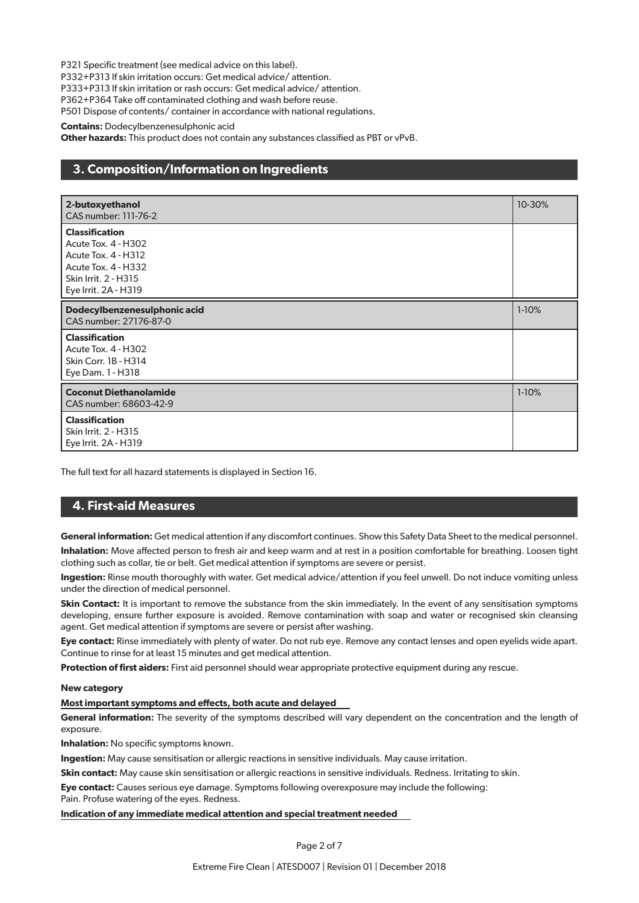P321 Specific treatment (see medical advice on this label).
P332+P313 If skin irritation occurs: Get medical advice/ attention.
P333+P313 If skin irritation or rash occurs: Get medical advice/ attention.
P362+P364 Take off contaminated clothing and wash before reuse.
P501 Dispose of contents/ container in accordance with national regulations.

**Contains:** Dodecylbenzenesulphonic acid
**Other hazards:** This product does not contain any substances classified as PBT or vPvB.

## 3. Composition/Information on Ingredients

| **2-butoxyethanol**<br>CAS number: 111-76-2 | 10-30% |
|---|---|
| **Classification**<br>Acute Tox. 4 - H302<br>Acute Tox. 4 - H312<br>Acute Tox. 4 - H332<br>Skin Irrit. 2 - H315<br>Eye Irrit. 2A - H319 | |
| **Dodecylbenzenesulphonic acid**<br>CAS number: 27176-87-0 | 1-10% |
| **Classification**<br>Acute Tox. 4 - H302<br>Skin Corr. 1B - H314<br>Eye Dam. 1 - H318 | |
| **Coconut Diethanolamide**<br>CAS number: 68603-42-9 | 1-10% |
| **Classification**<br>Skin Irrit. 2 - H315<br>Eye Irrit. 2A - H319 | |

The full text for all hazard statements is displayed in Section 16.

## 4. First-aid Measures

**General information:** Get medical attention if any discomfort continues. Show this Safety Data Sheet to the medical personnel.

**Inhalation:** Move affected person to fresh air and keep warm and at rest in a position comfortable for breathing. Loosen tight clothing such as collar, tie or belt. Get medical attention if symptoms are severe or persist.

**Ingestion:** Rinse mouth thoroughly with water. Get medical advice/attention if you feel unwell. Do not induce vomiting unless under the direction of medical personnel.

**Skin Contact:** It is important to remove the substance from the skin immediately. In the event of any sensitisation symptoms developing, ensure further exposure is avoided. Remove contamination with soap and water or recognised skin cleansing agent. Get medical attention if symptoms are severe or persist after washing.

**Eye contact:** Rinse immediately with plenty of water. Do not rub eye. Remove any contact lenses and open eyelids wide apart. Continue to rinse for at least 15 minutes and get medical attention.

**Protection of first aiders:** First aid personnel should wear appropriate protective equipment during any rescue.

**New category**

**Most important symptoms and effects, both acute and delayed**

**General information:** The severity of the symptoms described will vary dependent on the concentration and the length of exposure.

**Inhalation:** No specific symptoms known.

**Ingestion:** May cause sensitisation or allergic reactions in sensitive individuals. May cause irritation.

**Skin contact:** May cause skin sensitisation or allergic reactions in sensitive individuals. Redness. Irritating to skin.

**Eye contact:** Causes serious eye damage. Symptoms following overexposure may include the following:
Pain. Profuse watering of the eyes. Redness.

**Indication of any immediate medical attention and special treatment needed**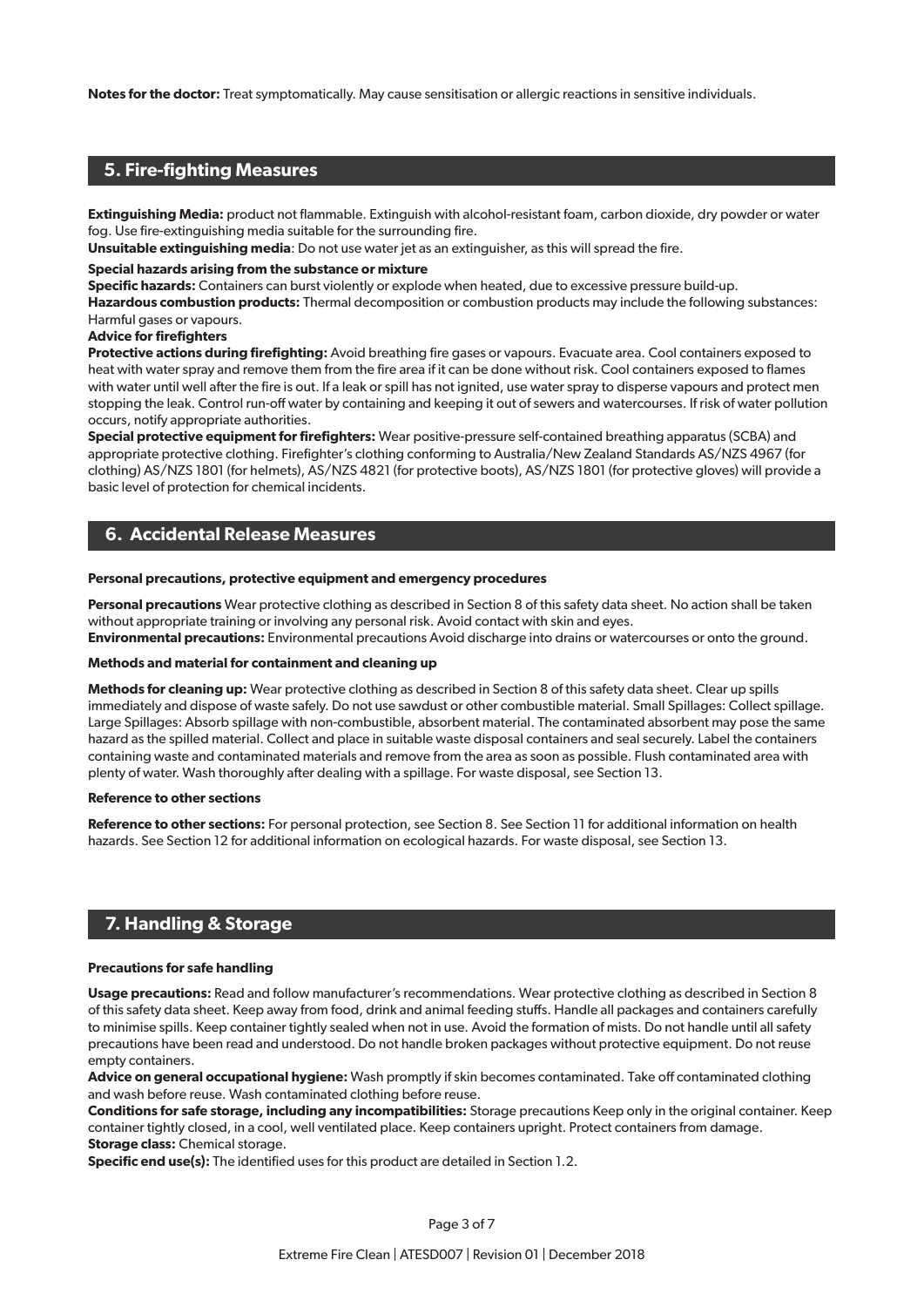**Notes for the doctor:** Treat symptomatically. May cause sensitisation or allergic reactions in sensitive individuals.

## 5. Fire-fighting Measures

**Extinguishing Media:** product not flammable. Extinguish with alcohol-resistant foam, carbon dioxide, dry powder or water fog. Use fire-extinguishing media suitable for the surrounding fire.

**Unsuitable extinguishing media**: Do not use water jet as an extinguisher, as this will spread the fire.

**Special hazards arising from the substance or mixture**

**Specific hazards:** Containers can burst violently or explode when heated, due to excessive pressure build-up.

**Hazardous combustion products:** Thermal decomposition or combustion products may include the following substances: Harmful gases or vapours.

**Advice for firefighters**

**Protective actions during firefighting:** Avoid breathing fire gases or vapours. Evacuate area. Cool containers exposed to heat with water spray and remove them from the fire area if it can be done without risk. Cool containers exposed to flames with water until well after the fire is out. If a leak or spill has not ignited, use water spray to disperse vapours and protect men stopping the leak. Control run-off water by containing and keeping it out of sewers and watercourses. If risk of water pollution occurs, notify appropriate authorities.

**Special protective equipment for firefighters:** Wear positive-pressure self-contained breathing apparatus (SCBA) and appropriate protective clothing. Firefighter's clothing conforming to Australia/New Zealand Standards AS/NZS 4967 (for clothing) AS/NZS 1801 (for helmets), AS/NZS 4821 (for protective boots), AS/NZS 1801 (for protective gloves) will provide a basic level of protection for chemical incidents.

## 6. Accidental Release Measures

**Personal precautions, protective equipment and emergency procedures**

**Personal precautions** Wear protective clothing as described in Section 8 of this safety data sheet. No action shall be taken without appropriate training or involving any personal risk. Avoid contact with skin and eyes.

**Environmental precautions:** Environmental precautions Avoid discharge into drains or watercourses or onto the ground.

**Methods and material for containment and cleaning up**

**Methods for cleaning up:** Wear protective clothing as described in Section 8 of this safety data sheet. Clear up spills immediately and dispose of waste safely. Do not use sawdust or other combustible material. Small Spillages: Collect spillage. Large Spillages: Absorb spillage with non-combustible, absorbent material. The contaminated absorbent may pose the same hazard as the spilled material. Collect and place in suitable waste disposal containers and seal securely. Label the containers containing waste and contaminated materials and remove from the area as soon as possible. Flush contaminated area with plenty of water. Wash thoroughly after dealing with a spillage. For waste disposal, see Section 13.

**Reference to other sections**

**Reference to other sections:** For personal protection, see Section 8. See Section 11 for additional information on health hazards. See Section 12 for additional information on ecological hazards. For waste disposal, see Section 13.

## 7. Handling & Storage

**Precautions for safe handling**

**Usage precautions:** Read and follow manufacturer's recommendations. Wear protective clothing as described in Section 8 of this safety data sheet. Keep away from food, drink and animal feeding stuffs. Handle all packages and containers carefully to minimise spills. Keep container tightly sealed when not in use. Avoid the formation of mists. Do not handle until all safety precautions have been read and understood. Do not handle broken packages without protective equipment. Do not reuse empty containers.

**Advice on general occupational hygiene:** Wash promptly if skin becomes contaminated. Take off contaminated clothing and wash before reuse. Wash contaminated clothing before reuse.

**Conditions for safe storage, including any incompatibilities:** Storage precautions Keep only in the original container. Keep container tightly closed, in a cool, well ventilated place. Keep containers upright. Protect containers from damage.

**Storage class:** Chemical storage.

**Specific end use(s):** The identified uses for this product are detailed in Section 1.2.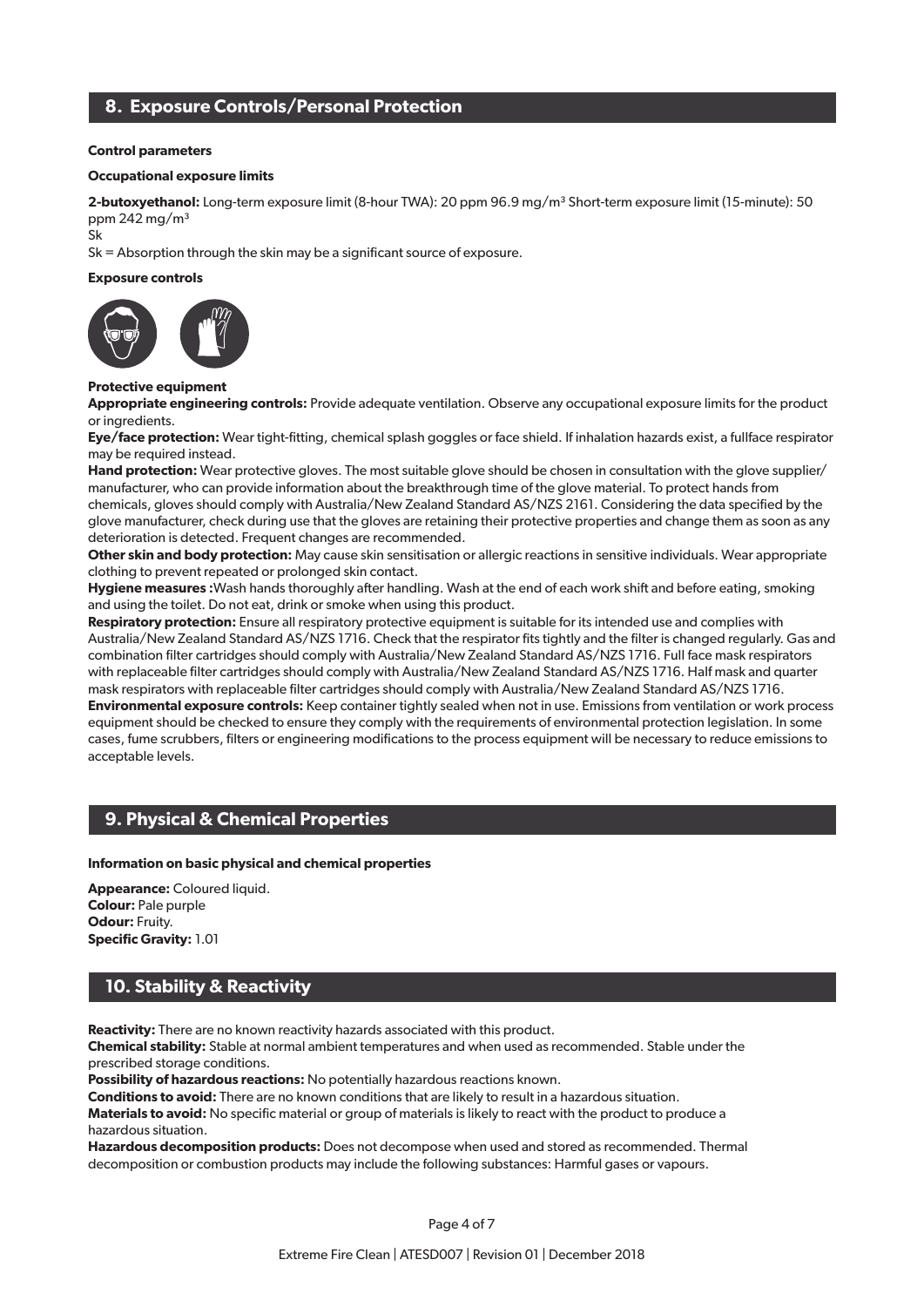## 8. Exposure Controls/Personal Protection

**Control parameters**

**Occupational exposure limits**

**2-butoxyethanol:** Long-term exposure limit (8-hour TWA): 20 ppm 96.9 mg/m³ Short-term exposure limit (15-minute): 50 ppm 242 mg/m³
Sk
Sk = Absorption through the skin may be a significant source of exposure.

**Exposure controls**

**Protective equipment**
**Appropriate engineering controls:** Provide adequate ventilation. Observe any occupational exposure limits for the product or ingredients.
**Eye/face protection:** Wear tight-fitting, chemical splash goggles or face shield. If inhalation hazards exist, a fullface respirator may be required instead.
**Hand protection:** Wear protective gloves. The most suitable glove should be chosen in consultation with the glove supplier/ manufacturer, who can provide information about the breakthrough time of the glove material. To protect hands from chemicals, gloves should comply with Australia/New Zealand Standard AS/NZS 2161. Considering the data specified by the glove manufacturer, check during use that the gloves are retaining their protective properties and change them as soon as any deterioration is detected. Frequent changes are recommended.
**Other skin and body protection:** May cause skin sensitisation or allergic reactions in sensitive individuals. Wear appropriate clothing to prevent repeated or prolonged skin contact.
**Hygiene measures :**Wash hands thoroughly after handling. Wash at the end of each work shift and before eating, smoking and using the toilet. Do not eat, drink or smoke when using this product.
**Respiratory protection:** Ensure all respiratory protective equipment is suitable for its intended use and complies with Australia/New Zealand Standard AS/NZS 1716. Check that the respirator fits tightly and the filter is changed regularly. Gas and combination filter cartridges should comply with Australia/New Zealand Standard AS/NZS 1716. Full face mask respirators with replaceable filter cartridges should comply with Australia/New Zealand Standard AS/NZS 1716. Half mask and quarter mask respirators with replaceable filter cartridges should comply with Australia/New Zealand Standard AS/NZS 1716.
**Environmental exposure controls:** Keep container tightly sealed when not in use. Emissions from ventilation or work process equipment should be checked to ensure they comply with the requirements of environmental protection legislation. In some cases, fume scrubbers, filters or engineering modifications to the process equipment will be necessary to reduce emissions to acceptable levels.

## 9. Physical & Chemical Properties

**Information on basic physical and chemical properties**

**Appearance:** Coloured liquid.
**Colour:** Pale purple
**Odour:** Fruity.
**Specific Gravity:** 1.01

## 10. Stability & Reactivity

**Reactivity:** There are no known reactivity hazards associated with this product.
**Chemical stability:** Stable at normal ambient temperatures and when used as recommended. Stable under the prescribed storage conditions.
**Possibility of hazardous reactions:** No potentially hazardous reactions known.
**Conditions to avoid:** There are no known conditions that are likely to result in a hazardous situation.
**Materials to avoid:** No specific material or group of materials is likely to react with the product to produce a hazardous situation.
**Hazardous decomposition products:** Does not decompose when used and stored as recommended. Thermal decomposition or combustion products may include the following substances: Harmful gases or vapours.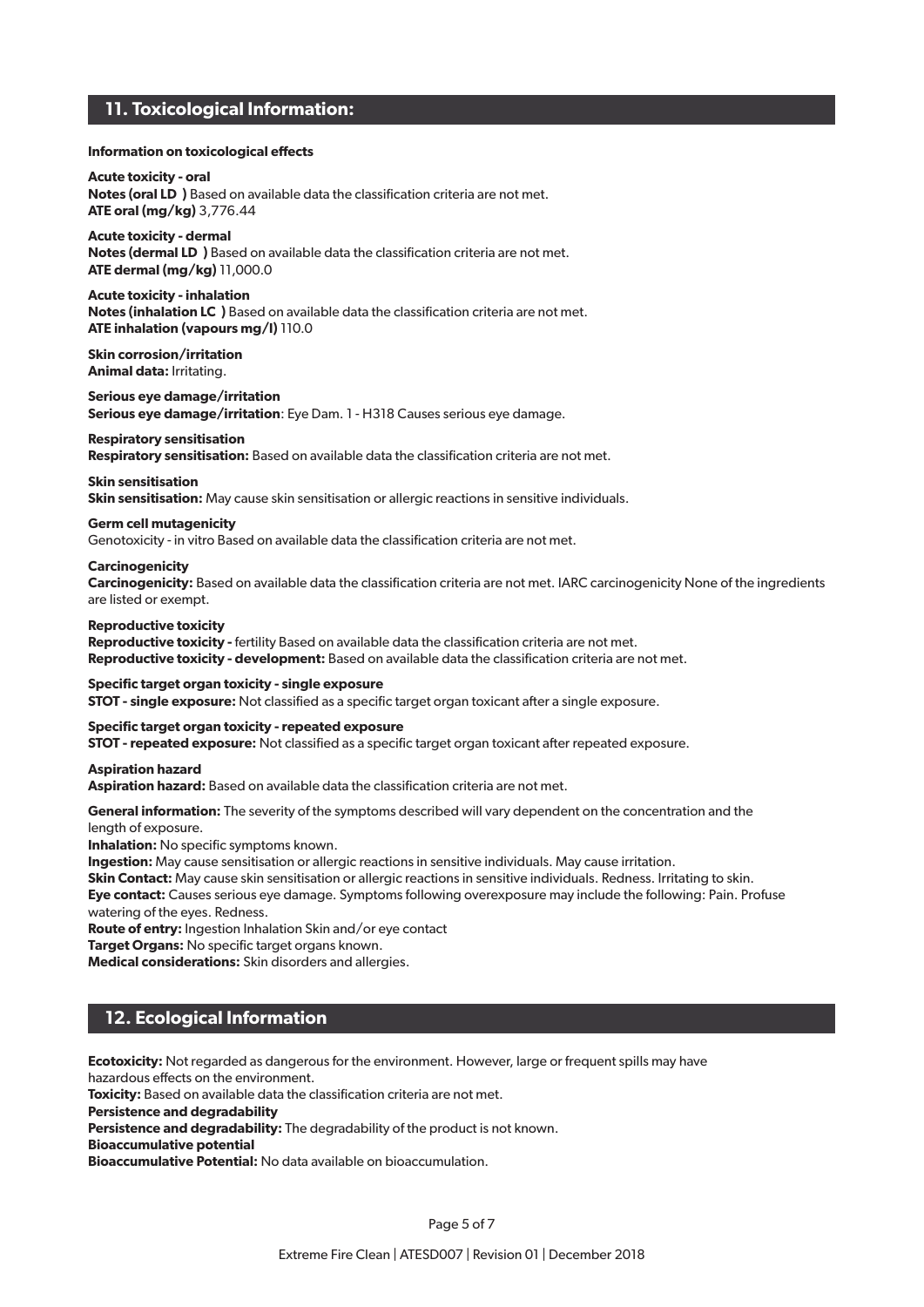## 11. Toxicological Information:

**Information on toxicological effects**

**Acute toxicity - oral**
**Notes (oral LD )** Based on available data the classification criteria are not met.
**ATE oral (mg/kg)** 3,776.44

**Acute toxicity - dermal**
**Notes (dermal LD )** Based on available data the classification criteria are not met.
**ATE dermal (mg/kg)** 11,000.0

**Acute toxicity - inhalation**
**Notes (inhalation LC )** Based on available data the classification criteria are not met.
**ATE inhalation (vapours mg/l)** 110.0

**Skin corrosion/irritation**
**Animal data:** Irritating.

**Serious eye damage/irritation**
**Serious eye damage/irritation**: Eye Dam. 1 - H318 Causes serious eye damage.

**Respiratory sensitisation**
**Respiratory sensitisation:** Based on available data the classification criteria are not met.

**Skin sensitisation**
**Skin sensitisation:** May cause skin sensitisation or allergic reactions in sensitive individuals.

**Germ cell mutagenicity**
Genotoxicity - in vitro Based on available data the classification criteria are not met.

**Carcinogenicity**
**Carcinogenicity:** Based on available data the classification criteria are not met. IARC carcinogenicity None of the ingredients are listed or exempt.

**Reproductive toxicity**
**Reproductive toxicity -** fertility Based on available data the classification criteria are not met.
**Reproductive toxicity - development:** Based on available data the classification criteria are not met.

**Specific target organ toxicity - single exposure**
**STOT - single exposure:** Not classified as a specific target organ toxicant after a single exposure.

**Specific target organ toxicity - repeated exposure**
**STOT - repeated exposure:** Not classified as a specific target organ toxicant after repeated exposure.

**Aspiration hazard**
**Aspiration hazard:** Based on available data the classification criteria are not met.

**General information:** The severity of the symptoms described will vary dependent on the concentration and the length of exposure.
**Inhalation:** No specific symptoms known.
**Ingestion:** May cause sensitisation or allergic reactions in sensitive individuals. May cause irritation.
**Skin Contact:** May cause skin sensitisation or allergic reactions in sensitive individuals. Redness. Irritating to skin.
**Eye contact:** Causes serious eye damage. Symptoms following overexposure may include the following: Pain. Profuse watering of the eyes. Redness.
**Route of entry:** Ingestion Inhalation Skin and/or eye contact
**Target Organs:** No specific target organs known.
**Medical considerations:** Skin disorders and allergies.

## 12. Ecological Information

**Ecotoxicity:** Not regarded as dangerous for the environment. However, large or frequent spills may have hazardous effects on the environment.
**Toxicity:** Based on available data the classification criteria are not met.
**Persistence and degradability**
**Persistence and degradability:** The degradability of the product is not known.
**Bioaccumulative potential**
**Bioaccumulative Potential:** No data available on bioaccumulation.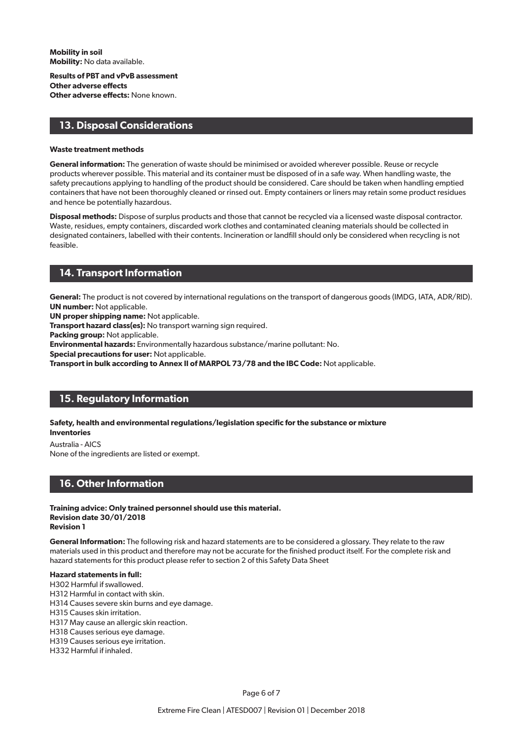**Mobility in soil**
**Mobility:** No data available.

**Results of PBT and vPvB assessment**
**Other adverse effects**
**Other adverse effects:** None known.

## 13. Disposal Considerations

**Waste treatment methods**

**General information:** The generation of waste should be minimised or avoided wherever possible. Reuse or recycle products wherever possible. This material and its container must be disposed of in a safe way. When handling waste, the safety precautions applying to handling of the product should be considered. Care should be taken when handling emptied containers that have not been thoroughly cleaned or rinsed out. Empty containers or liners may retain some product residues and hence be potentially hazardous.

**Disposal methods:** Dispose of surplus products and those that cannot be recycled via a licensed waste disposal contractor. Waste, residues, empty containers, discarded work clothes and contaminated cleaning materials should be collected in designated containers, labelled with their contents. Incineration or landfill should only be considered when recycling is not feasible.

## 14. Transport Information

**General:** The product is not covered by international regulations on the transport of dangerous goods (IMDG, IATA, ADR/RID).
**UN number:** Not applicable.
**UN proper shipping name:** Not applicable.
**Transport hazard class(es):** No transport warning sign required.
**Packing group:** Not applicable.
**Environmental hazards:** Environmentally hazardous substance/marine pollutant: No.
**Special precautions for user:** Not applicable.
**Transport in bulk according to Annex II of MARPOL 73/78 and the IBC Code:** Not applicable.

## 15. Regulatory Information

**Safety, health and environmental regulations/legislation specific for the substance or mixture**
**Inventories**

Australia - AICS
None of the ingredients are listed or exempt.

## 16. Other Information

**Training advice: Only trained personnel should use this material.**
**Revision date 30/01/2018**
**Revision 1**

**General Information:** The following risk and hazard statements are to be considered a glossary. They relate to the raw materials used in this product and therefore may not be accurate for the finished product itself. For the complete risk and hazard statements for this product please refer to section 2 of this Safety Data Sheet

**Hazard statements in full:**
H302 Harmful if swallowed.
H312 Harmful in contact with skin.
H314 Causes severe skin burns and eye damage.
H315 Causes skin irritation.
H317 May cause an allergic skin reaction.
H318 Causes serious eye damage.
H319 Causes serious eye irritation.
H332 Harmful if inhaled.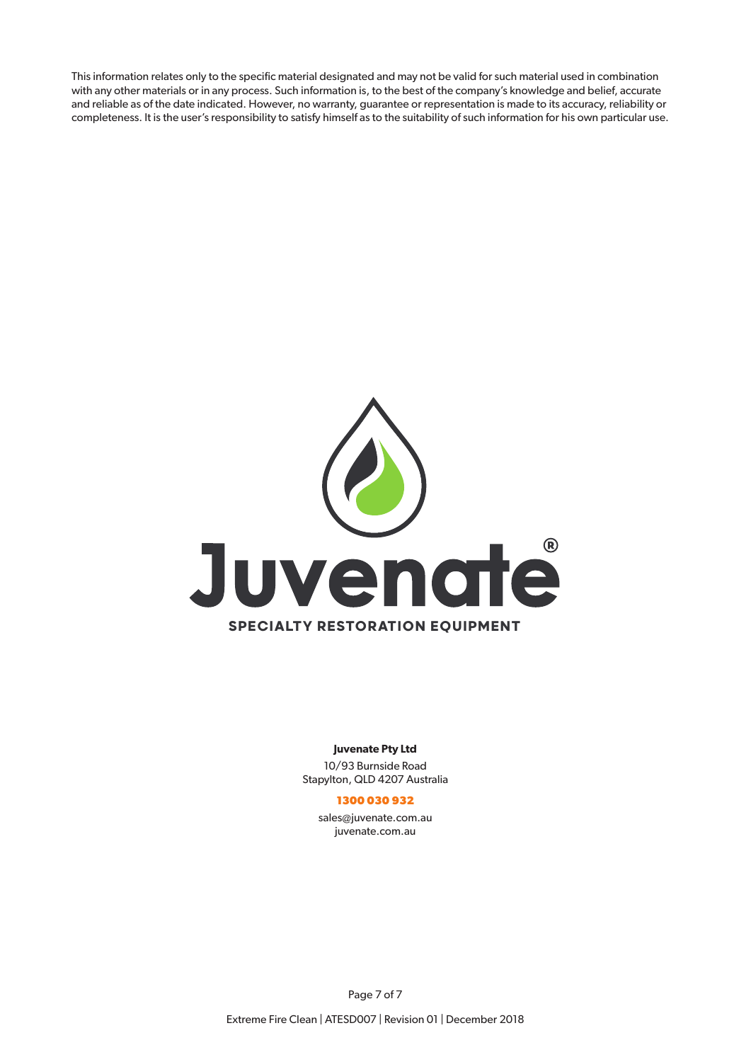This information relates only to the specific material designated and may not be valid for such material used in combination with any other materials or in any process. Such information is, to the best of the company's knowledge and belief, accurate and reliable as of the date indicated. However, no warranty, guarantee or representation is made to its accuracy, reliability or completeness. It is the user's responsibility to satisfy himself as to the suitability of such information for his own particular use.

Juvenate®

SPECIALTY RESTORATION EQUIPMENT

**Juvenate Pty Ltd**

10/93 Burnside Road
Stapylton, QLD 4207 Australia

**1300 030 932**

sales@juvenate.com.au
juvenate.com.au